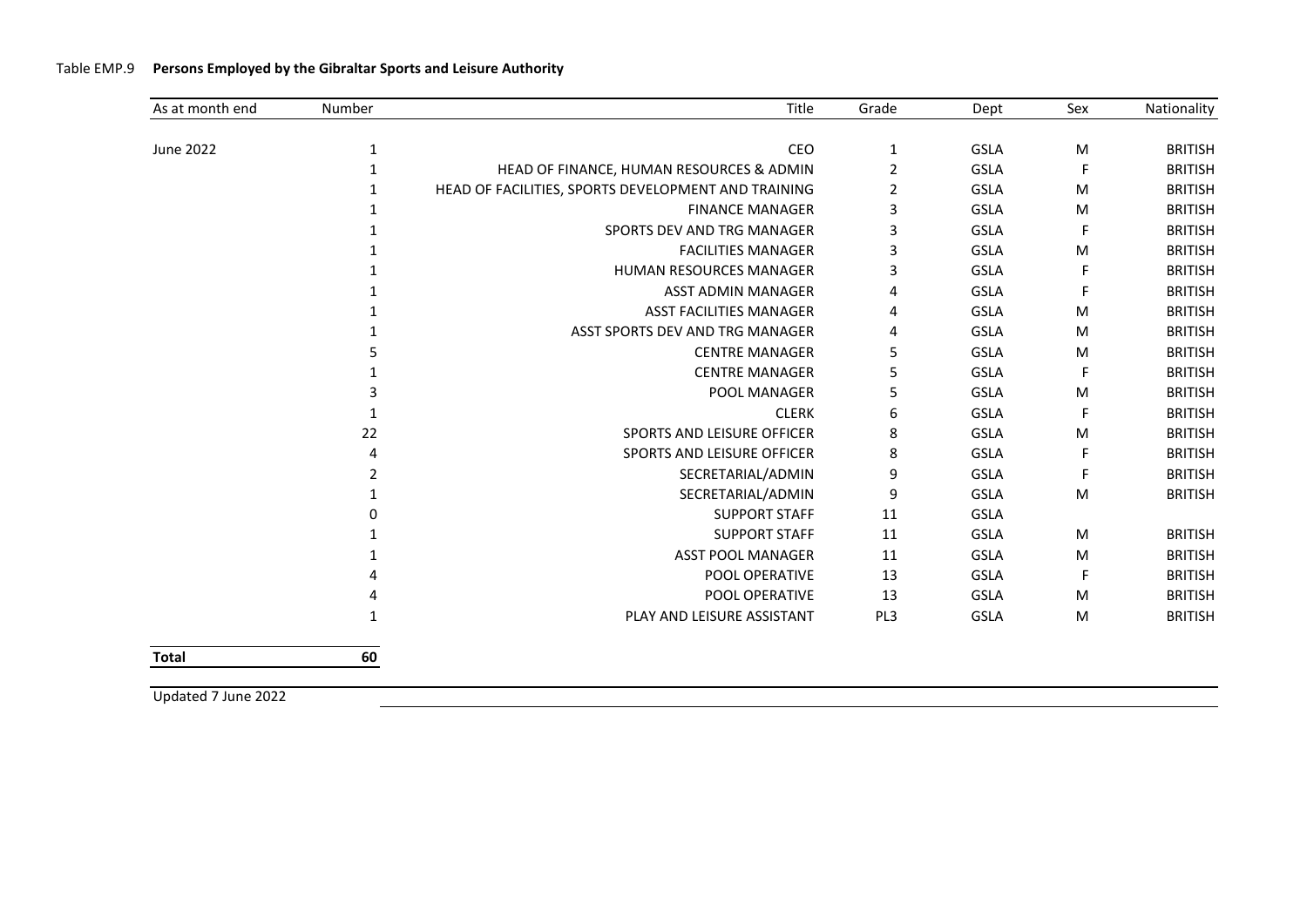Table EMP.9 **Persons Employed by the Gibraltar Sports and Leisure Authority**

| As at month end | Number | Title | Grade | Dept | Sex | Nationality |
|---|---|---|---|---|---|---|
| June 2022 | 1 | CEO | 1 | GSLA | M | BRITISH |
| | 1 | HEAD OF FINANCE, HUMAN RESOURCES & ADMIN | 2 | GSLA | F | BRITISH |
| | 1 | HEAD OF FACILITIES, SPORTS DEVELOPMENT AND TRAINING | 2 | GSLA | M | BRITISH |
| | 1 | FINANCE MANAGER | 3 | GSLA | M | BRITISH |
| | 1 | SPORTS DEV AND TRG MANAGER | 3 | GSLA | F | BRITISH |
| | 1 | FACILITIES MANAGER | 3 | GSLA | M | BRITISH |
| | 1 | HUMAN RESOURCES MANAGER | 3 | GSLA | F | BRITISH |
| | 1 | ASST ADMIN MANAGER | 4 | GSLA | F | BRITISH |
| | 1 | ASST FACILITIES MANAGER | 4 | GSLA | M | BRITISH |
| | 1 | ASST SPORTS DEV AND TRG MANAGER | 4 | GSLA | M | BRITISH |
| | 5 | CENTRE MANAGER | 5 | GSLA | M | BRITISH |
| | 1 | CENTRE MANAGER | 5 | GSLA | F | BRITISH |
| | 3 | POOL MANAGER | 5 | GSLA | M | BRITISH |
| | 1 | CLERK | 6 | GSLA | F | BRITISH |
| | 22 | SPORTS AND LEISURE OFFICER | 8 | GSLA | M | BRITISH |
| | 4 | SPORTS AND LEISURE OFFICER | 8 | GSLA | F | BRITISH |
| | 2 | SECRETARIAL/ADMIN | 9 | GSLA | F | BRITISH |
| | 1 | SECRETARIAL/ADMIN | 9 | GSLA | M | BRITISH |
| | 0 | SUPPORT STAFF | 11 | GSLA | | |
| | 1 | SUPPORT STAFF | 11 | GSLA | M | BRITISH |
| | 1 | ASST POOL MANAGER | 11 | GSLA | M | BRITISH |
| | 4 | POOL OPERATIVE | 13 | GSLA | F | BRITISH |
| | 4 | POOL OPERATIVE | 13 | GSLA | M | BRITISH |
| | 1 | PLAY AND LEISURE ASSISTANT | PL3 | GSLA | M | BRITISH |
| **Total** | **60** | | | | | |

Updated 7 June 2022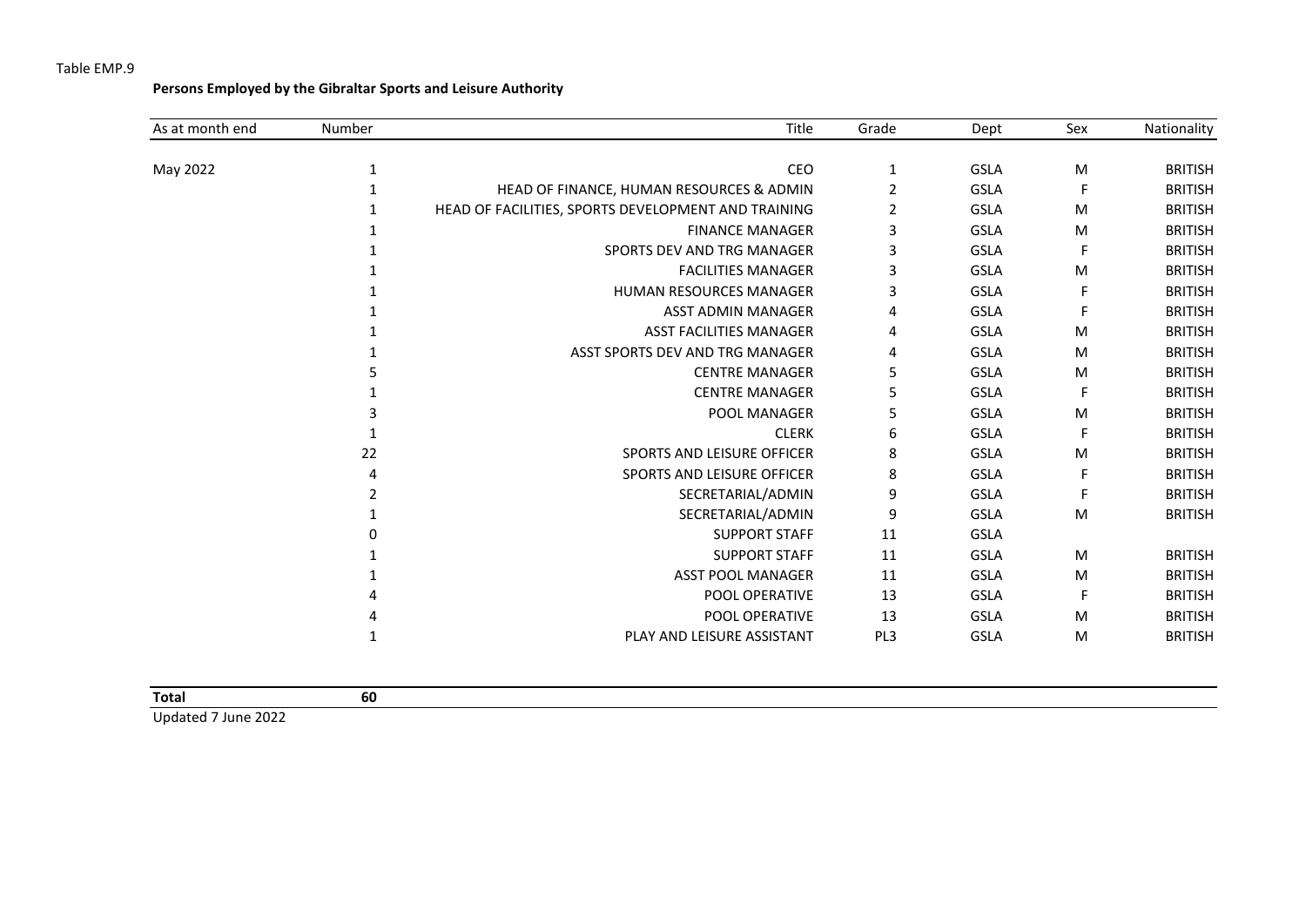Table EMP.9

**Persons Employed by the Gibraltar Sports and Leisure Authority**

| As at month end | Number | Title | Grade | Dept | Sex | Nationality |
|---|---|---|---|---|---|---|
| May 2022 | 1 | CEO | 1 | GSLA | M | BRITISH |
| | 1 | HEAD OF FINANCE, HUMAN RESOURCES & ADMIN | 2 | GSLA | F | BRITISH |
| | 1 | HEAD OF FACILITIES, SPORTS DEVELOPMENT AND TRAINING | 2 | GSLA | M | BRITISH |
| | 1 | FINANCE MANAGER | 3 | GSLA | M | BRITISH |
| | 1 | SPORTS DEV AND TRG MANAGER | 3 | GSLA | F | BRITISH |
| | 1 | FACILITIES MANAGER | 3 | GSLA | M | BRITISH |
| | 1 | HUMAN RESOURCES MANAGER | 3 | GSLA | F | BRITISH |
| | 1 | ASST ADMIN MANAGER | 4 | GSLA | F | BRITISH |
| | 1 | ASST FACILITIES MANAGER | 4 | GSLA | M | BRITISH |
| | 1 | ASST SPORTS DEV AND TRG MANAGER | 4 | GSLA | M | BRITISH |
| | 5 | CENTRE MANAGER | 5 | GSLA | M | BRITISH |
| | 1 | CENTRE MANAGER | 5 | GSLA | F | BRITISH |
| | 3 | POOL MANAGER | 5 | GSLA | M | BRITISH |
| | 1 | CLERK | 6 | GSLA | F | BRITISH |
| | 22 | SPORTS AND LEISURE OFFICER | 8 | GSLA | M | BRITISH |
| | 4 | SPORTS AND LEISURE OFFICER | 8 | GSLA | F | BRITISH |
| | 2 | SECRETARIAL/ADMIN | 9 | GSLA | F | BRITISH |
| | 1 | SECRETARIAL/ADMIN | 9 | GSLA | M | BRITISH |
| | 0 | SUPPORT STAFF | 11 | GSLA | | |
| | 1 | SUPPORT STAFF | 11 | GSLA | M | BRITISH |
| | 1 | ASST POOL MANAGER | 11 | GSLA | M | BRITISH |
| | 4 | POOL OPERATIVE | 13 | GSLA | F | BRITISH |
| | 4 | POOL OPERATIVE | 13 | GSLA | M | BRITISH |
| | 1 | PLAY AND LEISURE ASSISTANT | PL3 | GSLA | M | BRITISH |
| **Total** | **60** | | | | | |

Updated 7 June 2022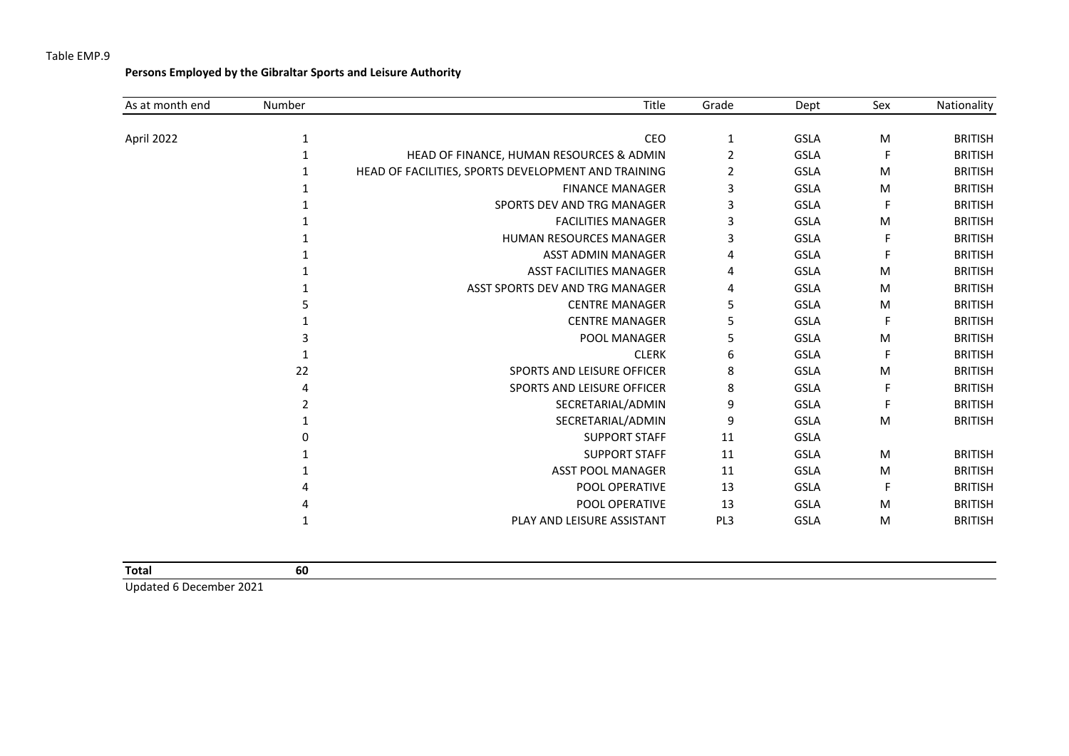Table EMP.9

**Persons Employed by the Gibraltar Sports and Leisure Authority**

| As at month end | Number | Title | Grade | Dept | Sex | Nationality |
|---|---|---|---|---|---|---|
| April 2022 | 1 | CEO | 1 | GSLA | M | BRITISH |
| | 1 | HEAD OF FINANCE, HUMAN RESOURCES & ADMIN | 2 | GSLA | F | BRITISH |
| | 1 | HEAD OF FACILITIES, SPORTS DEVELOPMENT AND TRAINING | 2 | GSLA | M | BRITISH |
| | 1 | FINANCE MANAGER | 3 | GSLA | M | BRITISH |
| | 1 | SPORTS DEV AND TRG MANAGER | 3 | GSLA | F | BRITISH |
| | 1 | FACILITIES MANAGER | 3 | GSLA | M | BRITISH |
| | 1 | HUMAN RESOURCES MANAGER | 3 | GSLA | F | BRITISH |
| | 1 | ASST ADMIN MANAGER | 4 | GSLA | F | BRITISH |
| | 1 | ASST FACILITIES MANAGER | 4 | GSLA | M | BRITISH |
| | 1 | ASST SPORTS DEV AND TRG MANAGER | 4 | GSLA | M | BRITISH |
| | 5 | CENTRE MANAGER | 5 | GSLA | M | BRITISH |
| | 1 | CENTRE MANAGER | 5 | GSLA | F | BRITISH |
| | 3 | POOL MANAGER | 5 | GSLA | M | BRITISH |
| | 1 | CLERK | 6 | GSLA | F | BRITISH |
| | 22 | SPORTS AND LEISURE OFFICER | 8 | GSLA | M | BRITISH |
| | 4 | SPORTS AND LEISURE OFFICER | 8 | GSLA | F | BRITISH |
| | 2 | SECRETARIAL/ADMIN | 9 | GSLA | F | BRITISH |
| | 1 | SECRETARIAL/ADMIN | 9 | GSLA | M | BRITISH |
| | 0 | SUPPORT STAFF | 11 | GSLA | | |
| | 1 | SUPPORT STAFF | 11 | GSLA | M | BRITISH |
| | 1 | ASST POOL MANAGER | 11 | GSLA | M | BRITISH |
| | 4 | POOL OPERATIVE | 13 | GSLA | F | BRITISH |
| | 4 | POOL OPERATIVE | 13 | GSLA | M | BRITISH |
| | 1 | PLAY AND LEISURE ASSISTANT | PL3 | GSLA | M | BRITISH |
| **Total** | **60** | | | | | |

Updated 6 December 2021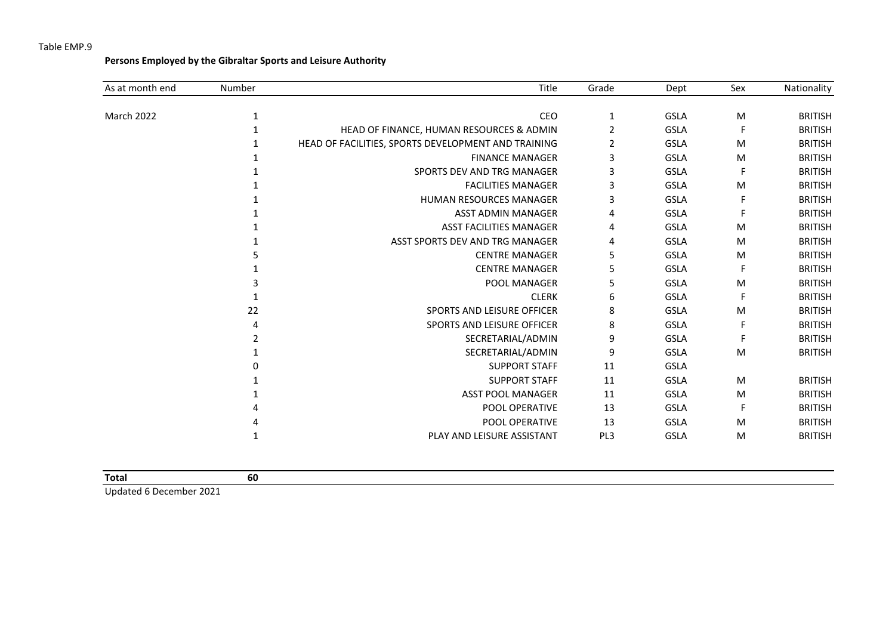Table EMP.9

**Persons Employed by the Gibraltar Sports and Leisure Authority**

| As at month end | Number | Title | Grade | Dept | Sex | Nationality |
|---|---|---|---|---|---|---|
| March 2022 | 1 | CEO | 1 | GSLA | M | BRITISH |
| | 1 | HEAD OF FINANCE, HUMAN RESOURCES & ADMIN | 2 | GSLA | F | BRITISH |
| | 1 | HEAD OF FACILITIES, SPORTS DEVELOPMENT AND TRAINING | 2 | GSLA | M | BRITISH |
| | 1 | FINANCE MANAGER | 3 | GSLA | M | BRITISH |
| | 1 | SPORTS DEV AND TRG MANAGER | 3 | GSLA | F | BRITISH |
| | 1 | FACILITIES MANAGER | 3 | GSLA | M | BRITISH |
| | 1 | HUMAN RESOURCES MANAGER | 3 | GSLA | F | BRITISH |
| | 1 | ASST ADMIN MANAGER | 4 | GSLA | F | BRITISH |
| | 1 | ASST FACILITIES MANAGER | 4 | GSLA | M | BRITISH |
| | 1 | ASST SPORTS DEV AND TRG MANAGER | 4 | GSLA | M | BRITISH |
| | 5 | CENTRE MANAGER | 5 | GSLA | M | BRITISH |
| | 1 | CENTRE MANAGER | 5 | GSLA | F | BRITISH |
| | 3 | POOL MANAGER | 5 | GSLA | M | BRITISH |
| | 1 | CLERK | 6 | GSLA | F | BRITISH |
| | 22 | SPORTS AND LEISURE OFFICER | 8 | GSLA | M | BRITISH |
| | 4 | SPORTS AND LEISURE OFFICER | 8 | GSLA | F | BRITISH |
| | 2 | SECRETARIAL/ADMIN | 9 | GSLA | F | BRITISH |
| | 1 | SECRETARIAL/ADMIN | 9 | GSLA | M | BRITISH |
| | 0 | SUPPORT STAFF | 11 | GSLA | | |
| | 1 | SUPPORT STAFF | 11 | GSLA | M | BRITISH |
| | 1 | ASST POOL MANAGER | 11 | GSLA | M | BRITISH |
| | 4 | POOL OPERATIVE | 13 | GSLA | F | BRITISH |
| | 4 | POOL OPERATIVE | 13 | GSLA | M | BRITISH |
| | 1 | PLAY AND LEISURE ASSISTANT | PL3 | GSLA | M | BRITISH |
| **Total** | **60** | | | | | |

Updated 6 December 2021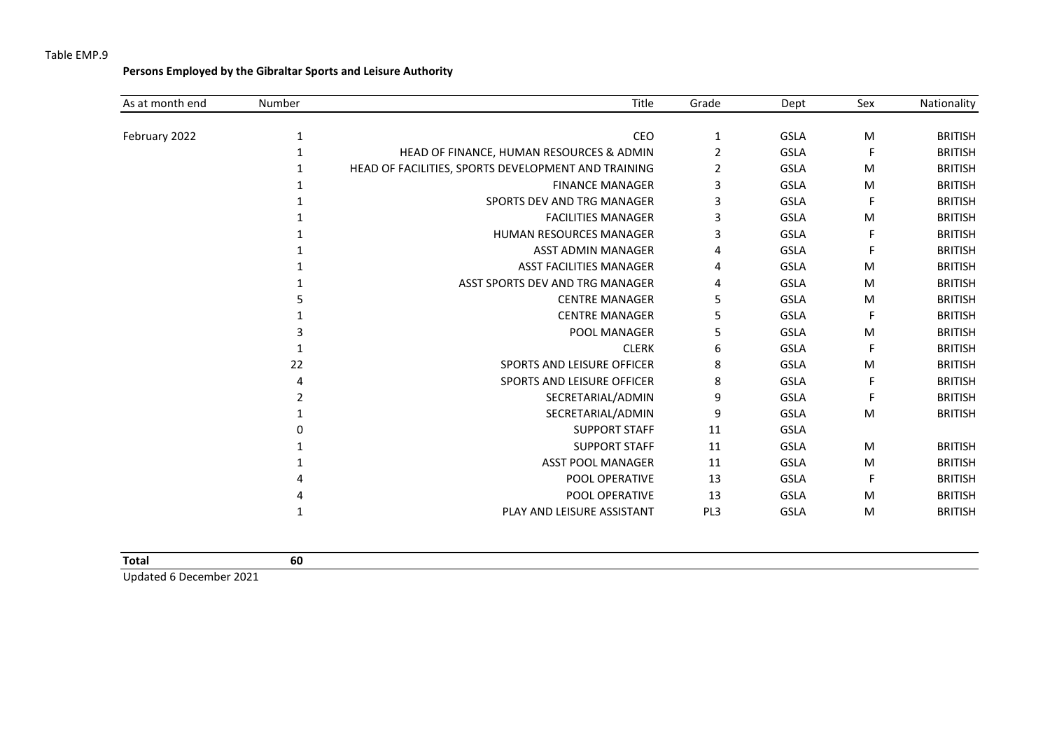Table EMP.9

**Persons Employed by the Gibraltar Sports and Leisure Authority**

| As at month end | Number | Title | Grade | Dept | Sex | Nationality |
|---|---|---|---|---|---|---|
| February 2022 | 1 | CEO | 1 | GSLA | M | BRITISH |
| | 1 | HEAD OF FINANCE, HUMAN RESOURCES & ADMIN | 2 | GSLA | F | BRITISH |
| | 1 | HEAD OF FACILITIES, SPORTS DEVELOPMENT AND TRAINING | 2 | GSLA | M | BRITISH |
| | 1 | FINANCE MANAGER | 3 | GSLA | M | BRITISH |
| | 1 | SPORTS DEV AND TRG MANAGER | 3 | GSLA | F | BRITISH |
| | 1 | FACILITIES MANAGER | 3 | GSLA | M | BRITISH |
| | 1 | HUMAN RESOURCES MANAGER | 3 | GSLA | F | BRITISH |
| | 1 | ASST ADMIN MANAGER | 4 | GSLA | F | BRITISH |
| | 1 | ASST FACILITIES MANAGER | 4 | GSLA | M | BRITISH |
| | 1 | ASST SPORTS DEV AND TRG MANAGER | 4 | GSLA | M | BRITISH |
| | 5 | CENTRE MANAGER | 5 | GSLA | M | BRITISH |
| | 1 | CENTRE MANAGER | 5 | GSLA | F | BRITISH |
| | 3 | POOL MANAGER | 5 | GSLA | M | BRITISH |
| | 1 | CLERK | 6 | GSLA | F | BRITISH |
| | 22 | SPORTS AND LEISURE OFFICER | 8 | GSLA | M | BRITISH |
| | 4 | SPORTS AND LEISURE OFFICER | 8 | GSLA | F | BRITISH |
| | 2 | SECRETARIAL/ADMIN | 9 | GSLA | F | BRITISH |
| | 1 | SECRETARIAL/ADMIN | 9 | GSLA | M | BRITISH |
| | 0 | SUPPORT STAFF | 11 | GSLA | | |
| | 1 | SUPPORT STAFF | 11 | GSLA | M | BRITISH |
| | 1 | ASST POOL MANAGER | 11 | GSLA | M | BRITISH |
| | 4 | POOL OPERATIVE | 13 | GSLA | F | BRITISH |
| | 4 | POOL OPERATIVE | 13 | GSLA | M | BRITISH |
| | 1 | PLAY AND LEISURE ASSISTANT | PL3 | GSLA | M | BRITISH |
| **Total** | **60** | | | | | |

Updated 6 December 2021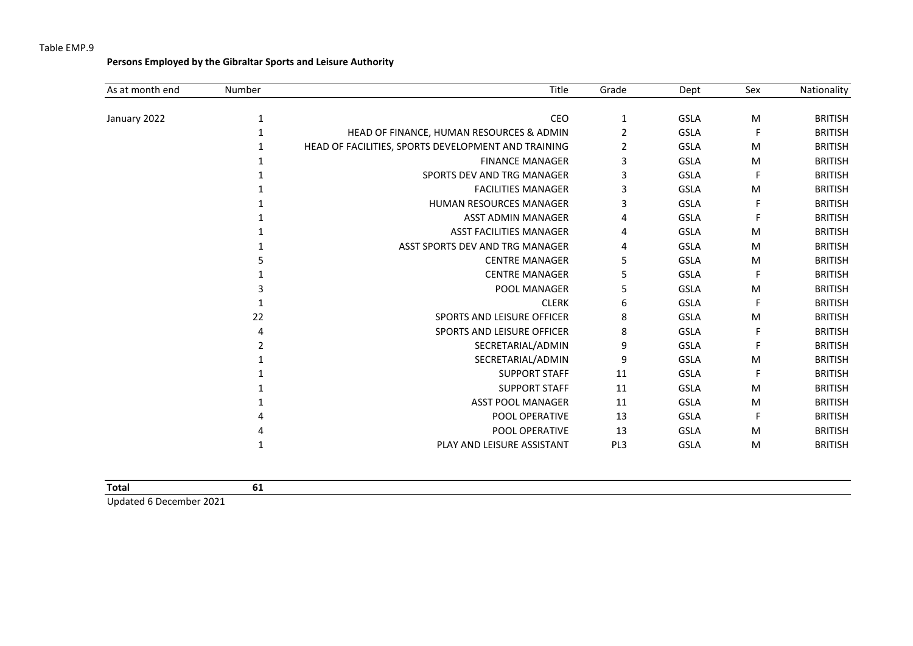Table EMP.9

**Persons Employed by the Gibraltar Sports and Leisure Authority**

| As at month end | Number | Title | Grade | Dept | Sex | Nationality |
|---|---|---|---|---|---|---|
| January 2022 | 1 | CEO | 1 | GSLA | M | BRITISH |
| | 1 | HEAD OF FINANCE, HUMAN RESOURCES & ADMIN | 2 | GSLA | F | BRITISH |
| | 1 | HEAD OF FACILITIES, SPORTS DEVELOPMENT AND TRAINING | 2 | GSLA | M | BRITISH |
| | 1 | FINANCE MANAGER | 3 | GSLA | M | BRITISH |
| | 1 | SPORTS DEV AND TRG MANAGER | 3 | GSLA | F | BRITISH |
| | 1 | FACILITIES MANAGER | 3 | GSLA | M | BRITISH |
| | 1 | HUMAN RESOURCES MANAGER | 3 | GSLA | F | BRITISH |
| | 1 | ASST ADMIN MANAGER | 4 | GSLA | F | BRITISH |
| | 1 | ASST FACILITIES MANAGER | 4 | GSLA | M | BRITISH |
| | 1 | ASST SPORTS DEV AND TRG MANAGER | 4 | GSLA | M | BRITISH |
| | 5 | CENTRE MANAGER | 5 | GSLA | M | BRITISH |
| | 1 | CENTRE MANAGER | 5 | GSLA | F | BRITISH |
| | 3 | POOL MANAGER | 5 | GSLA | M | BRITISH |
| | 1 | CLERK | 6 | GSLA | F | BRITISH |
| | 22 | SPORTS AND LEISURE OFFICER | 8 | GSLA | M | BRITISH |
| | 4 | SPORTS AND LEISURE OFFICER | 8 | GSLA | F | BRITISH |
| | 2 | SECRETARIAL/ADMIN | 9 | GSLA | F | BRITISH |
| | 1 | SECRETARIAL/ADMIN | 9 | GSLA | M | BRITISH |
| | 1 | SUPPORT STAFF | 11 | GSLA | F | BRITISH |
| | 1 | SUPPORT STAFF | 11 | GSLA | M | BRITISH |
| | 1 | ASST POOL MANAGER | 11 | GSLA | M | BRITISH |
| | 4 | POOL OPERATIVE | 13 | GSLA | F | BRITISH |
| | 4 | POOL OPERATIVE | 13 | GSLA | M | BRITISH |
| | 1 | PLAY AND LEISURE ASSISTANT | PL3 | GSLA | M | BRITISH |
| **Total** | **61** | | | | | |

Updated 6 December 2021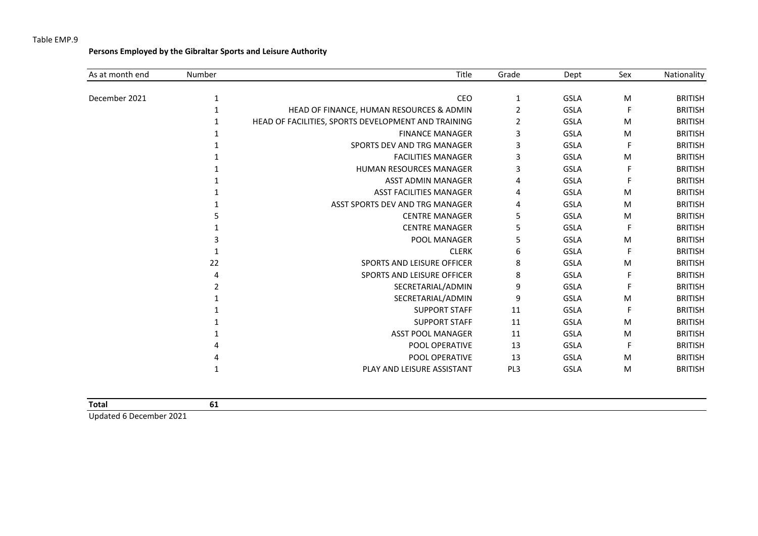Table EMP.9

**Persons Employed by the Gibraltar Sports and Leisure Authority**

| As at month end | Number | Title | Grade | Dept | Sex | Nationality |
|---|---|---|---|---|---|---|
| December 2021 | 1 | CEO | 1 | GSLA | M | BRITISH |
| | 1 | HEAD OF FINANCE, HUMAN RESOURCES & ADMIN | 2 | GSLA | F | BRITISH |
| | 1 | HEAD OF FACILITIES, SPORTS DEVELOPMENT AND TRAINING | 2 | GSLA | M | BRITISH |
| | 1 | FINANCE MANAGER | 3 | GSLA | M | BRITISH |
| | 1 | SPORTS DEV AND TRG MANAGER | 3 | GSLA | F | BRITISH |
| | 1 | FACILITIES MANAGER | 3 | GSLA | M | BRITISH |
| | 1 | HUMAN RESOURCES MANAGER | 3 | GSLA | F | BRITISH |
| | 1 | ASST ADMIN MANAGER | 4 | GSLA | F | BRITISH |
| | 1 | ASST FACILITIES MANAGER | 4 | GSLA | M | BRITISH |
| | 1 | ASST SPORTS DEV AND TRG MANAGER | 4 | GSLA | M | BRITISH |
| | 5 | CENTRE MANAGER | 5 | GSLA | M | BRITISH |
| | 1 | CENTRE MANAGER | 5 | GSLA | F | BRITISH |
| | 3 | POOL MANAGER | 5 | GSLA | M | BRITISH |
| | 1 | CLERK | 6 | GSLA | F | BRITISH |
| | 22 | SPORTS AND LEISURE OFFICER | 8 | GSLA | M | BRITISH |
| | 4 | SPORTS AND LEISURE OFFICER | 8 | GSLA | F | BRITISH |
| | 2 | SECRETARIAL/ADMIN | 9 | GSLA | F | BRITISH |
| | 1 | SECRETARIAL/ADMIN | 9 | GSLA | M | BRITISH |
| | 1 | SUPPORT STAFF | 11 | GSLA | F | BRITISH |
| | 1 | SUPPORT STAFF | 11 | GSLA | M | BRITISH |
| | 1 | ASST POOL MANAGER | 11 | GSLA | M | BRITISH |
| | 4 | POOL OPERATIVE | 13 | GSLA | F | BRITISH |
| | 4 | POOL OPERATIVE | 13 | GSLA | M | BRITISH |
| | 1 | PLAY AND LEISURE ASSISTANT | PL3 | GSLA | M | BRITISH |
| **Total** | **61** | | | | | |

Updated 6 December 2021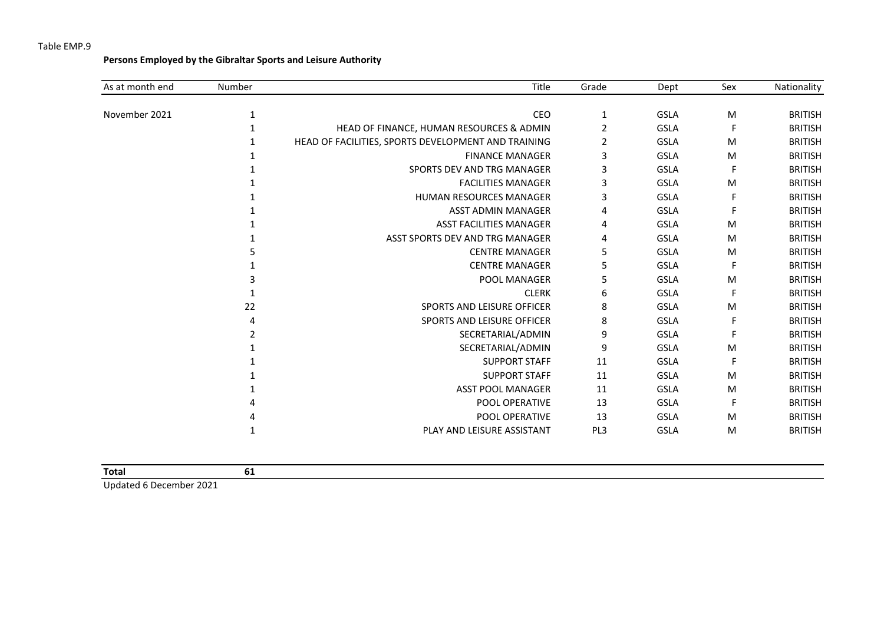Table EMP.9

**Persons Employed by the Gibraltar Sports and Leisure Authority**

| As at month end | Number | Title | Grade | Dept | Sex | Nationality |
|---|---|---|---|---|---|---|
| November 2021 | 1 | CEO | 1 | GSLA | M | BRITISH |
| | 1 | HEAD OF FINANCE, HUMAN RESOURCES & ADMIN | 2 | GSLA | F | BRITISH |
| | 1 | HEAD OF FACILITIES, SPORTS DEVELOPMENT AND TRAINING | 2 | GSLA | M | BRITISH |
| | 1 | FINANCE MANAGER | 3 | GSLA | M | BRITISH |
| | 1 | SPORTS DEV AND TRG MANAGER | 3 | GSLA | F | BRITISH |
| | 1 | FACILITIES MANAGER | 3 | GSLA | M | BRITISH |
| | 1 | HUMAN RESOURCES MANAGER | 3 | GSLA | F | BRITISH |
| | 1 | ASST ADMIN MANAGER | 4 | GSLA | F | BRITISH |
| | 1 | ASST FACILITIES MANAGER | 4 | GSLA | M | BRITISH |
| | 1 | ASST SPORTS DEV AND TRG MANAGER | 4 | GSLA | M | BRITISH |
| | 5 | CENTRE MANAGER | 5 | GSLA | M | BRITISH |
| | 1 | CENTRE MANAGER | 5 | GSLA | F | BRITISH |
| | 3 | POOL MANAGER | 5 | GSLA | M | BRITISH |
| | 1 | CLERK | 6 | GSLA | F | BRITISH |
| | 22 | SPORTS AND LEISURE OFFICER | 8 | GSLA | M | BRITISH |
| | 4 | SPORTS AND LEISURE OFFICER | 8 | GSLA | F | BRITISH |
| | 2 | SECRETARIAL/ADMIN | 9 | GSLA | F | BRITISH |
| | 1 | SECRETARIAL/ADMIN | 9 | GSLA | M | BRITISH |
| | 1 | SUPPORT STAFF | 11 | GSLA | F | BRITISH |
| | 1 | SUPPORT STAFF | 11 | GSLA | M | BRITISH |
| | 1 | ASST POOL MANAGER | 11 | GSLA | M | BRITISH |
| | 4 | POOL OPERATIVE | 13 | GSLA | F | BRITISH |
| | 4 | POOL OPERATIVE | 13 | GSLA | M | BRITISH |
| | 1 | PLAY AND LEISURE ASSISTANT | PL3 | GSLA | M | BRITISH |
| **Total** | **61** | | | | | |

Updated 6 December 2021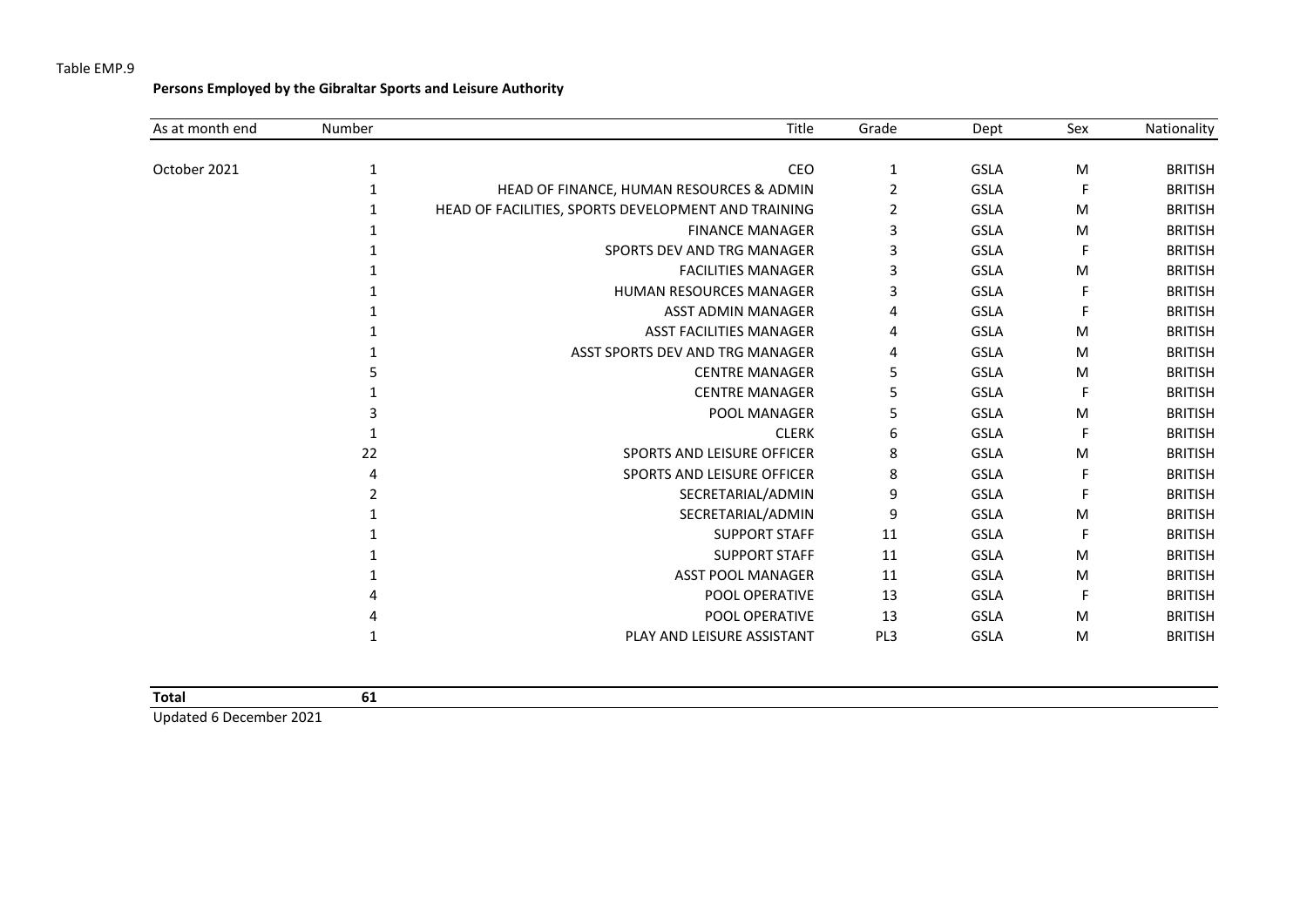Table EMP.9

**Persons Employed by the Gibraltar Sports and Leisure Authority**

| As at month end | Number | Title | Grade | Dept | Sex | Nationality |
|---|---|---|---|---|---|---|
| October 2021 | 1 | CEO | 1 | GSLA | M | BRITISH |
| | 1 | HEAD OF FINANCE, HUMAN RESOURCES & ADMIN | 2 | GSLA | F | BRITISH |
| | 1 | HEAD OF FACILITIES, SPORTS DEVELOPMENT AND TRAINING | 2 | GSLA | M | BRITISH |
| | 1 | FINANCE MANAGER | 3 | GSLA | M | BRITISH |
| | 1 | SPORTS DEV AND TRG MANAGER | 3 | GSLA | F | BRITISH |
| | 1 | FACILITIES MANAGER | 3 | GSLA | M | BRITISH |
| | 1 | HUMAN RESOURCES MANAGER | 3 | GSLA | F | BRITISH |
| | 1 | ASST ADMIN MANAGER | 4 | GSLA | F | BRITISH |
| | 1 | ASST FACILITIES MANAGER | 4 | GSLA | M | BRITISH |
| | 1 | ASST SPORTS DEV AND TRG MANAGER | 4 | GSLA | M | BRITISH |
| | 5 | CENTRE MANAGER | 5 | GSLA | M | BRITISH |
| | 1 | CENTRE MANAGER | 5 | GSLA | F | BRITISH |
| | 3 | POOL MANAGER | 5 | GSLA | M | BRITISH |
| | 1 | CLERK | 6 | GSLA | F | BRITISH |
| | 22 | SPORTS AND LEISURE OFFICER | 8 | GSLA | M | BRITISH |
| | 4 | SPORTS AND LEISURE OFFICER | 8 | GSLA | F | BRITISH |
| | 2 | SECRETARIAL/ADMIN | 9 | GSLA | F | BRITISH |
| | 1 | SECRETARIAL/ADMIN | 9 | GSLA | M | BRITISH |
| | 1 | SUPPORT STAFF | 11 | GSLA | F | BRITISH |
| | 1 | SUPPORT STAFF | 11 | GSLA | M | BRITISH |
| | 1 | ASST POOL MANAGER | 11 | GSLA | M | BRITISH |
| | 4 | POOL OPERATIVE | 13 | GSLA | F | BRITISH |
| | 4 | POOL OPERATIVE | 13 | GSLA | M | BRITISH |
| | 1 | PLAY AND LEISURE ASSISTANT | PL3 | GSLA | M | BRITISH |
| **Total** | **61** | | | | | |

Updated 6 December 2021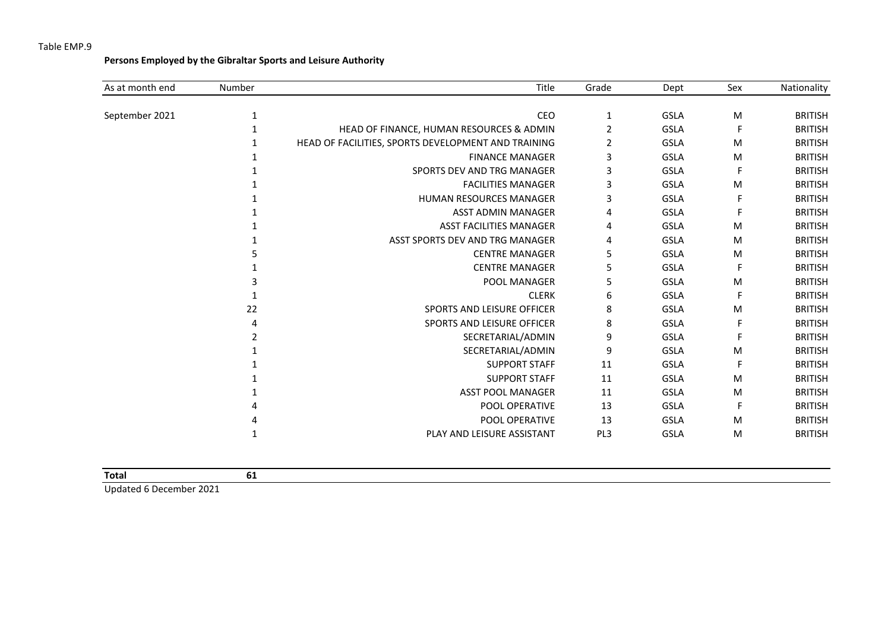Table EMP.9

**Persons Employed by the Gibraltar Sports and Leisure Authority**

| As at month end | Number | Title | Grade | Dept | Sex | Nationality |
|---|---|---|---|---|---|---|
| September 2021 | 1 | CEO | 1 | GSLA | M | BRITISH |
| | 1 | HEAD OF FINANCE, HUMAN RESOURCES & ADMIN | 2 | GSLA | F | BRITISH |
| | 1 | HEAD OF FACILITIES, SPORTS DEVELOPMENT AND TRAINING | 2 | GSLA | M | BRITISH |
| | 1 | FINANCE MANAGER | 3 | GSLA | M | BRITISH |
| | 1 | SPORTS DEV AND TRG MANAGER | 3 | GSLA | F | BRITISH |
| | 1 | FACILITIES MANAGER | 3 | GSLA | M | BRITISH |
| | 1 | HUMAN RESOURCES MANAGER | 3 | GSLA | F | BRITISH |
| | 1 | ASST ADMIN MANAGER | 4 | GSLA | F | BRITISH |
| | 1 | ASST FACILITIES MANAGER | 4 | GSLA | M | BRITISH |
| | 1 | ASST SPORTS DEV AND TRG MANAGER | 4 | GSLA | M | BRITISH |
| | 5 | CENTRE MANAGER | 5 | GSLA | M | BRITISH |
| | 1 | CENTRE MANAGER | 5 | GSLA | F | BRITISH |
| | 3 | POOL MANAGER | 5 | GSLA | M | BRITISH |
| | 1 | CLERK | 6 | GSLA | F | BRITISH |
| | 22 | SPORTS AND LEISURE OFFICER | 8 | GSLA | M | BRITISH |
| | 4 | SPORTS AND LEISURE OFFICER | 8 | GSLA | F | BRITISH |
| | 2 | SECRETARIAL/ADMIN | 9 | GSLA | F | BRITISH |
| | 1 | SECRETARIAL/ADMIN | 9 | GSLA | M | BRITISH |
| | 1 | SUPPORT STAFF | 11 | GSLA | F | BRITISH |
| | 1 | SUPPORT STAFF | 11 | GSLA | M | BRITISH |
| | 1 | ASST POOL MANAGER | 11 | GSLA | M | BRITISH |
| | 4 | POOL OPERATIVE | 13 | GSLA | F | BRITISH |
| | 4 | POOL OPERATIVE | 13 | GSLA | M | BRITISH |
| | 1 | PLAY AND LEISURE ASSISTANT | PL3 | GSLA | M | BRITISH |
| **Total** | **61** | | | | | |

Updated 6 December 2021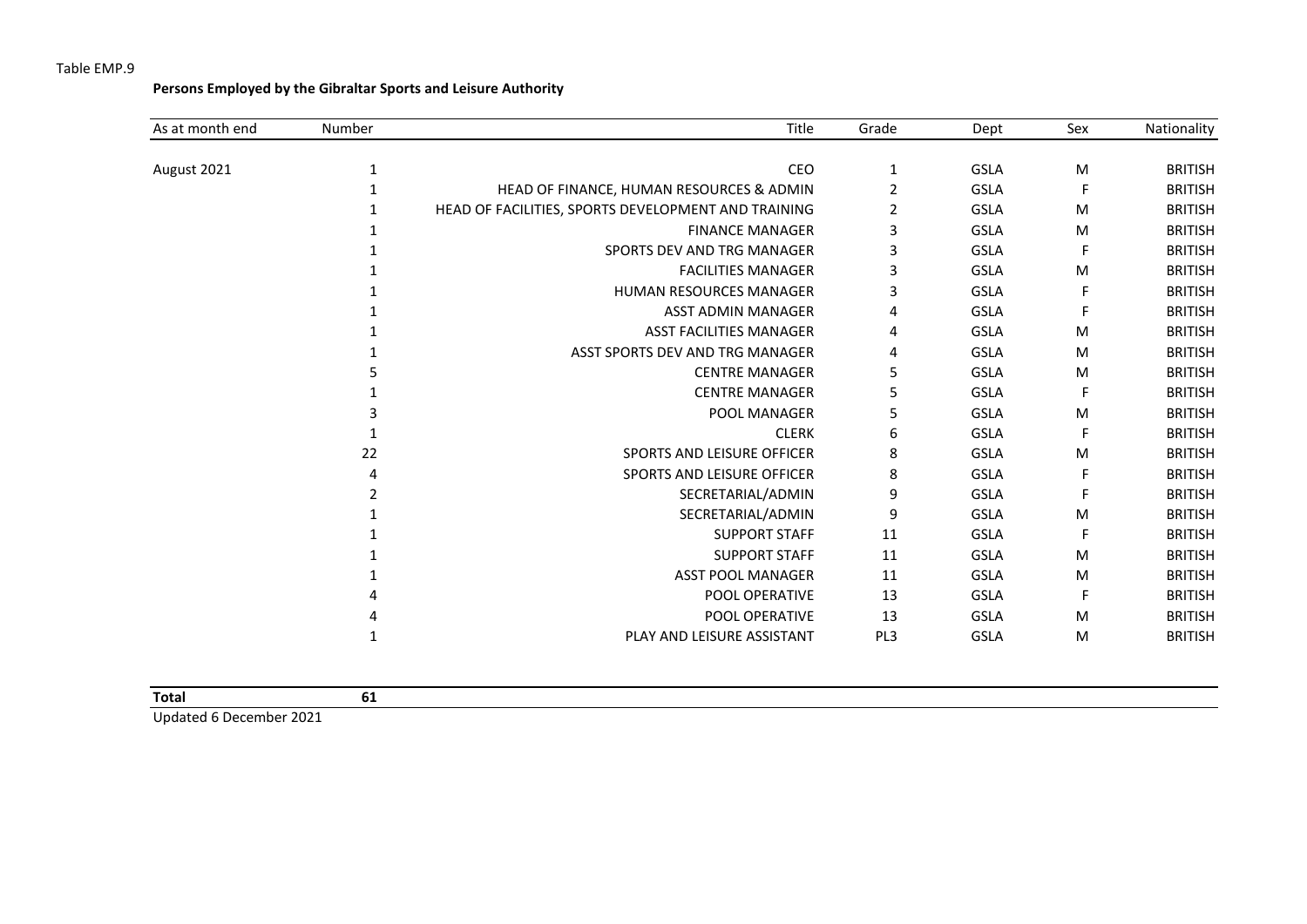Table EMP.9

**Persons Employed by the Gibraltar Sports and Leisure Authority**

| As at month end | Number | Title | Grade | Dept | Sex | Nationality |
|---|---|---|---|---|---|---|
| August 2021 | 1 | CEO | 1 | GSLA | M | BRITISH |
| | 1 | HEAD OF FINANCE, HUMAN RESOURCES & ADMIN | 2 | GSLA | F | BRITISH |
| | 1 | HEAD OF FACILITIES, SPORTS DEVELOPMENT AND TRAINING | 2 | GSLA | M | BRITISH |
| | 1 | FINANCE MANAGER | 3 | GSLA | M | BRITISH |
| | 1 | SPORTS DEV AND TRG MANAGER | 3 | GSLA | F | BRITISH |
| | 1 | FACILITIES MANAGER | 3 | GSLA | M | BRITISH |
| | 1 | HUMAN RESOURCES MANAGER | 3 | GSLA | F | BRITISH |
| | 1 | ASST ADMIN MANAGER | 4 | GSLA | F | BRITISH |
| | 1 | ASST FACILITIES MANAGER | 4 | GSLA | M | BRITISH |
| | 1 | ASST SPORTS DEV AND TRG MANAGER | 4 | GSLA | M | BRITISH |
| | 5 | CENTRE MANAGER | 5 | GSLA | M | BRITISH |
| | 1 | CENTRE MANAGER | 5 | GSLA | F | BRITISH |
| | 3 | POOL MANAGER | 5 | GSLA | M | BRITISH |
| | 1 | CLERK | 6 | GSLA | F | BRITISH |
| | 22 | SPORTS AND LEISURE OFFICER | 8 | GSLA | M | BRITISH |
| | 4 | SPORTS AND LEISURE OFFICER | 8 | GSLA | F | BRITISH |
| | 2 | SECRETARIAL/ADMIN | 9 | GSLA | F | BRITISH |
| | 1 | SECRETARIAL/ADMIN | 9 | GSLA | M | BRITISH |
| | 1 | SUPPORT STAFF | 11 | GSLA | F | BRITISH |
| | 1 | SUPPORT STAFF | 11 | GSLA | M | BRITISH |
| | 1 | ASST POOL MANAGER | 11 | GSLA | M | BRITISH |
| | 4 | POOL OPERATIVE | 13 | GSLA | F | BRITISH |
| | 4 | POOL OPERATIVE | 13 | GSLA | M | BRITISH |
| | 1 | PLAY AND LEISURE ASSISTANT | PL3 | GSLA | M | BRITISH |
| **Total** | **61** | | | | | |

Updated 6 December 2021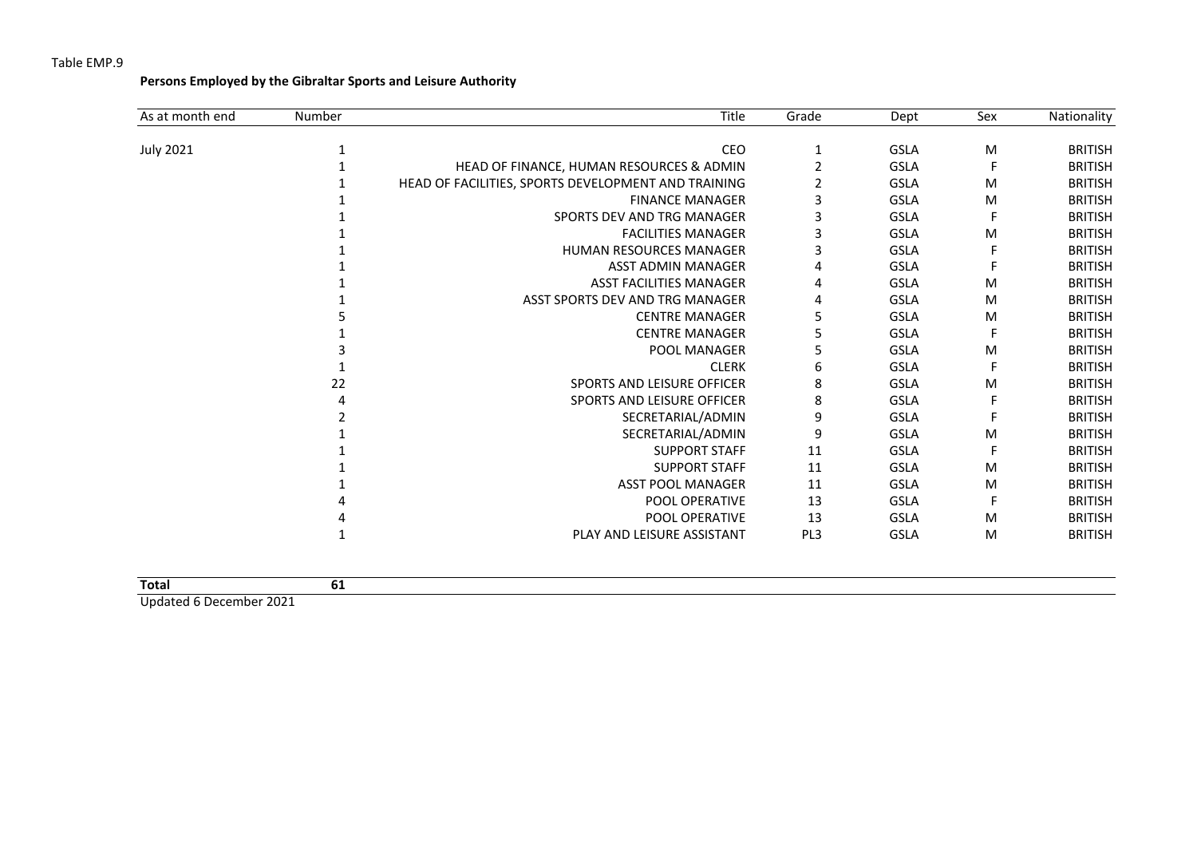Table EMP.9

**Persons Employed by the Gibraltar Sports and Leisure Authority**

| As at month end | Number | Title | Grade | Dept | Sex | Nationality |
|---|---|---|---|---|---|---|
| July 2021 | 1 | CEO | 1 | GSLA | M | BRITISH |
| | 1 | HEAD OF FINANCE, HUMAN RESOURCES & ADMIN | 2 | GSLA | F | BRITISH |
| | 1 | HEAD OF FACILITIES, SPORTS DEVELOPMENT AND TRAINING | 2 | GSLA | M | BRITISH |
| | 1 | FINANCE MANAGER | 3 | GSLA | M | BRITISH |
| | 1 | SPORTS DEV AND TRG MANAGER | 3 | GSLA | F | BRITISH |
| | 1 | FACILITIES MANAGER | 3 | GSLA | M | BRITISH |
| | 1 | HUMAN RESOURCES MANAGER | 3 | GSLA | F | BRITISH |
| | 1 | ASST ADMIN MANAGER | 4 | GSLA | F | BRITISH |
| | 1 | ASST FACILITIES MANAGER | 4 | GSLA | M | BRITISH |
| | 1 | ASST SPORTS DEV AND TRG MANAGER | 4 | GSLA | M | BRITISH |
| | 5 | CENTRE MANAGER | 5 | GSLA | M | BRITISH |
| | 1 | CENTRE MANAGER | 5 | GSLA | F | BRITISH |
| | 3 | POOL MANAGER | 5 | GSLA | M | BRITISH |
| | 1 | CLERK | 6 | GSLA | F | BRITISH |
| | 22 | SPORTS AND LEISURE OFFICER | 8 | GSLA | M | BRITISH |
| | 4 | SPORTS AND LEISURE OFFICER | 8 | GSLA | F | BRITISH |
| | 2 | SECRETARIAL/ADMIN | 9 | GSLA | F | BRITISH |
| | 1 | SECRETARIAL/ADMIN | 9 | GSLA | M | BRITISH |
| | 1 | SUPPORT STAFF | 11 | GSLA | F | BRITISH |
| | 1 | SUPPORT STAFF | 11 | GSLA | M | BRITISH |
| | 1 | ASST POOL MANAGER | 11 | GSLA | M | BRITISH |
| | 4 | POOL OPERATIVE | 13 | GSLA | F | BRITISH |
| | 4 | POOL OPERATIVE | 13 | GSLA | M | BRITISH |
| | 1 | PLAY AND LEISURE ASSISTANT | PL3 | GSLA | M | BRITISH |
| **Total** | **61** | | | | | |

Updated 6 December 2021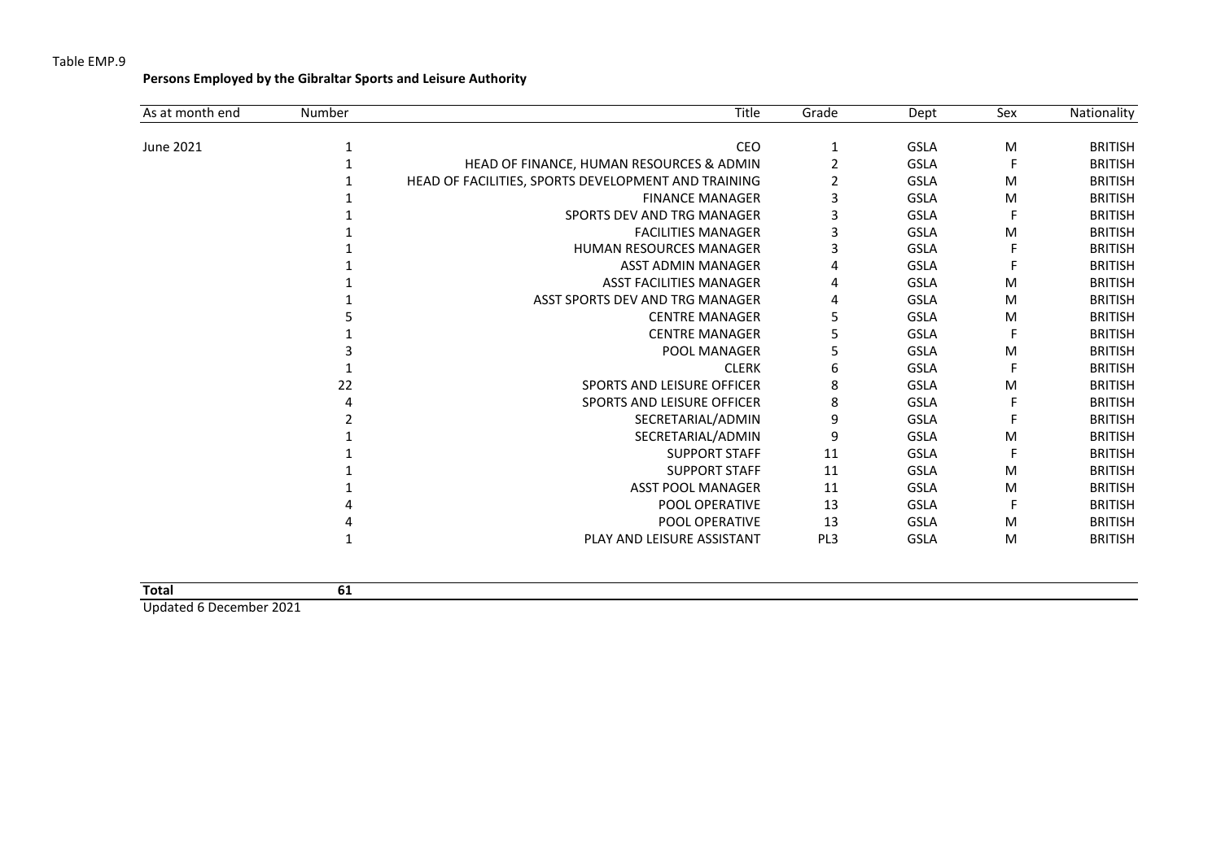Table EMP.9

**Persons Employed by the Gibraltar Sports and Leisure Authority**

| As at month end | Number | Title | Grade | Dept | Sex | Nationality |
|---|---|---|---|---|---|---|
| June 2021 | 1 | CEO | 1 | GSLA | M | BRITISH |
| | 1 | HEAD OF FINANCE, HUMAN RESOURCES & ADMIN | 2 | GSLA | F | BRITISH |
| | 1 | HEAD OF FACILITIES, SPORTS DEVELOPMENT AND TRAINING | 2 | GSLA | M | BRITISH |
| | 1 | FINANCE MANAGER | 3 | GSLA | M | BRITISH |
| | 1 | SPORTS DEV AND TRG MANAGER | 3 | GSLA | F | BRITISH |
| | 1 | FACILITIES MANAGER | 3 | GSLA | M | BRITISH |
| | 1 | HUMAN RESOURCES MANAGER | 3 | GSLA | F | BRITISH |
| | 1 | ASST ADMIN MANAGER | 4 | GSLA | F | BRITISH |
| | 1 | ASST FACILITIES MANAGER | 4 | GSLA | M | BRITISH |
| | 1 | ASST SPORTS DEV AND TRG MANAGER | 4 | GSLA | M | BRITISH |
| | 5 | CENTRE MANAGER | 5 | GSLA | M | BRITISH |
| | 1 | CENTRE MANAGER | 5 | GSLA | F | BRITISH |
| | 3 | POOL MANAGER | 5 | GSLA | M | BRITISH |
| | 1 | CLERK | 6 | GSLA | F | BRITISH |
| | 22 | SPORTS AND LEISURE OFFICER | 8 | GSLA | M | BRITISH |
| | 4 | SPORTS AND LEISURE OFFICER | 8 | GSLA | F | BRITISH |
| | 2 | SECRETARIAL/ADMIN | 9 | GSLA | F | BRITISH |
| | 1 | SECRETARIAL/ADMIN | 9 | GSLA | M | BRITISH |
| | 1 | SUPPORT STAFF | 11 | GSLA | F | BRITISH |
| | 1 | SUPPORT STAFF | 11 | GSLA | M | BRITISH |
| | 1 | ASST POOL MANAGER | 11 | GSLA | M | BRITISH |
| | 4 | POOL OPERATIVE | 13 | GSLA | F | BRITISH |
| | 4 | POOL OPERATIVE | 13 | GSLA | M | BRITISH |
| | 1 | PLAY AND LEISURE ASSISTANT | PL3 | GSLA | M | BRITISH |
| **Total** | **61** | | | | | |

Updated 6 December 2021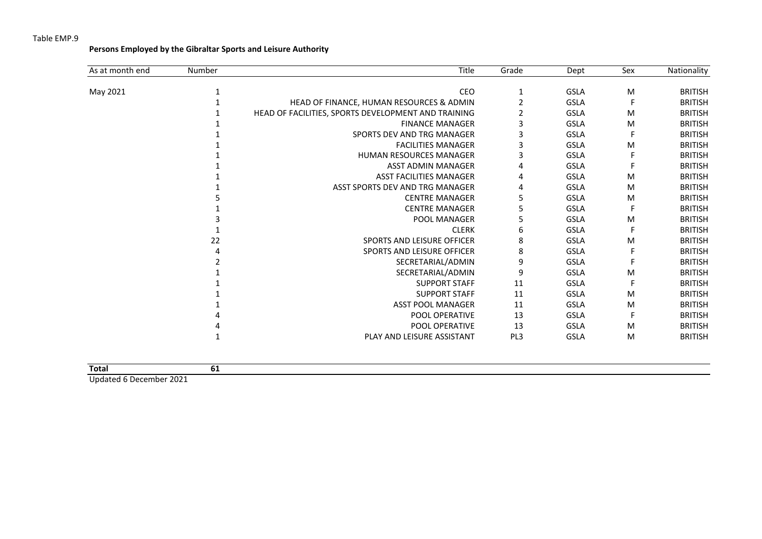Table EMP.9

**Persons Employed by the Gibraltar Sports and Leisure Authority**

| As at month end | Number | Title | Grade | Dept | Sex | Nationality |
|---|---|---|---|---|---|---|
| May 2021 | 1 | CEO | 1 | GSLA | M | BRITISH |
| | 1 | HEAD OF FINANCE, HUMAN RESOURCES & ADMIN | 2 | GSLA | F | BRITISH |
| | 1 | HEAD OF FACILITIES, SPORTS DEVELOPMENT AND TRAINING | 2 | GSLA | M | BRITISH |
| | 1 | FINANCE MANAGER | 3 | GSLA | M | BRITISH |
| | 1 | SPORTS DEV AND TRG MANAGER | 3 | GSLA | F | BRITISH |
| | 1 | FACILITIES MANAGER | 3 | GSLA | M | BRITISH |
| | 1 | HUMAN RESOURCES MANAGER | 3 | GSLA | F | BRITISH |
| | 1 | ASST ADMIN MANAGER | 4 | GSLA | F | BRITISH |
| | 1 | ASST FACILITIES MANAGER | 4 | GSLA | M | BRITISH |
| | 1 | ASST SPORTS DEV AND TRG MANAGER | 4 | GSLA | M | BRITISH |
| | 5 | CENTRE MANAGER | 5 | GSLA | M | BRITISH |
| | 1 | CENTRE MANAGER | 5 | GSLA | F | BRITISH |
| | 3 | POOL MANAGER | 5 | GSLA | M | BRITISH |
| | 1 | CLERK | 6 | GSLA | F | BRITISH |
| | 22 | SPORTS AND LEISURE OFFICER | 8 | GSLA | M | BRITISH |
| | 4 | SPORTS AND LEISURE OFFICER | 8 | GSLA | F | BRITISH |
| | 2 | SECRETARIAL/ADMIN | 9 | GSLA | F | BRITISH |
| | 1 | SECRETARIAL/ADMIN | 9 | GSLA | M | BRITISH |
| | 1 | SUPPORT STAFF | 11 | GSLA | F | BRITISH |
| | 1 | SUPPORT STAFF | 11 | GSLA | M | BRITISH |
| | 1 | ASST POOL MANAGER | 11 | GSLA | M | BRITISH |
| | 4 | POOL OPERATIVE | 13 | GSLA | F | BRITISH |
| | 4 | POOL OPERATIVE | 13 | GSLA | M | BRITISH |
| | 1 | PLAY AND LEISURE ASSISTANT | PL3 | GSLA | M | BRITISH |
| **Total** | **61** | | | | | |

Updated 6 December 2021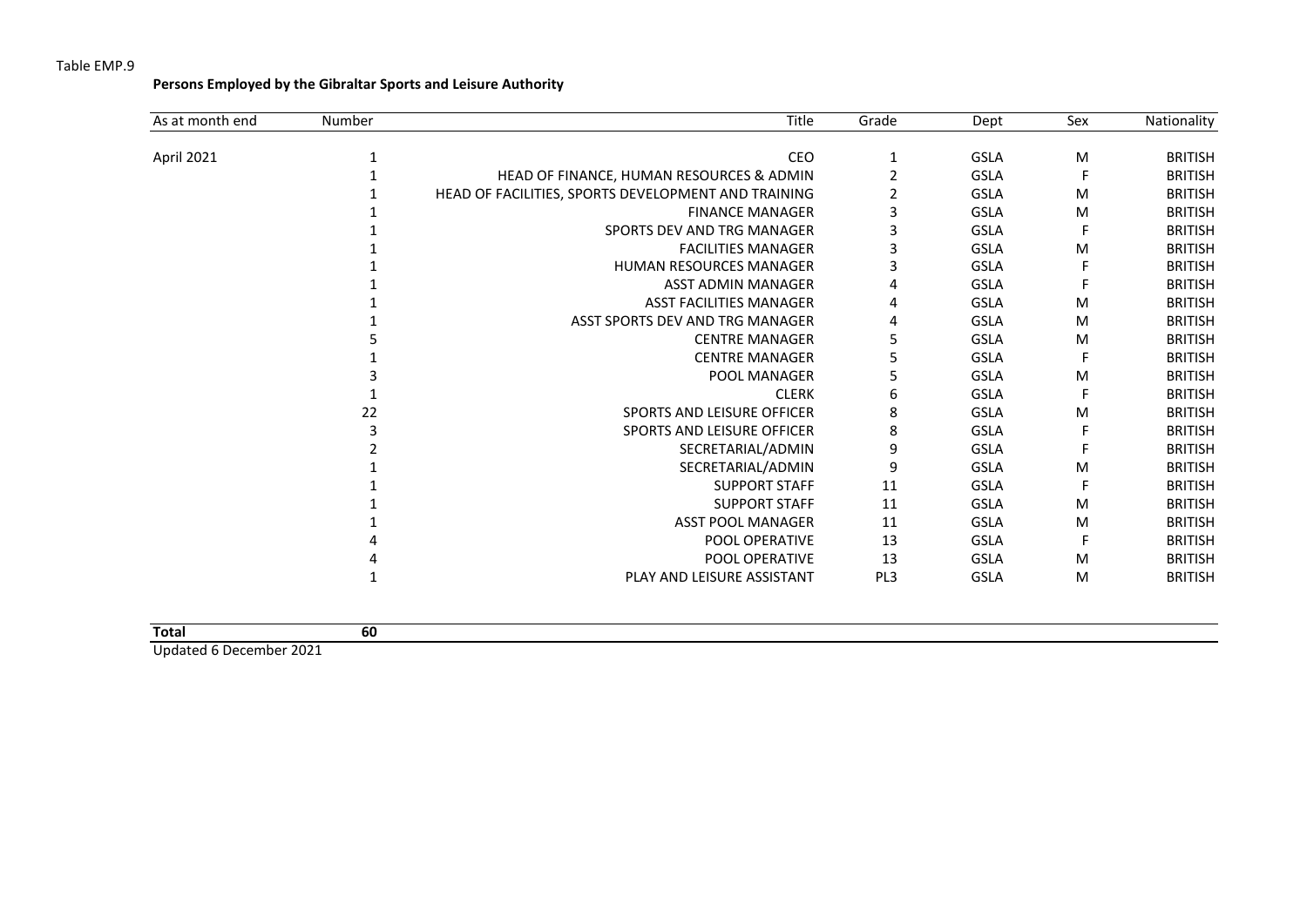Table EMP.9

**Persons Employed by the Gibraltar Sports and Leisure Authority**

| As at month end | Number | Title | Grade | Dept | Sex | Nationality |
|---|---|---|---|---|---|---|
| April 2021 | 1 | CEO | 1 | GSLA | M | BRITISH |
| | 1 | HEAD OF FINANCE, HUMAN RESOURCES & ADMIN | 2 | GSLA | F | BRITISH |
| | 1 | HEAD OF FACILITIES, SPORTS DEVELOPMENT AND TRAINING | 2 | GSLA | M | BRITISH |
| | 1 | FINANCE MANAGER | 3 | GSLA | M | BRITISH |
| | 1 | SPORTS DEV AND TRG MANAGER | 3 | GSLA | F | BRITISH |
| | 1 | FACILITIES MANAGER | 3 | GSLA | M | BRITISH |
| | 1 | HUMAN RESOURCES MANAGER | 3 | GSLA | F | BRITISH |
| | 1 | ASST ADMIN MANAGER | 4 | GSLA | F | BRITISH |
| | 1 | ASST FACILITIES MANAGER | 4 | GSLA | M | BRITISH |
| | 1 | ASST SPORTS DEV AND TRG MANAGER | 4 | GSLA | M | BRITISH |
| | 5 | CENTRE MANAGER | 5 | GSLA | M | BRITISH |
| | 1 | CENTRE MANAGER | 5 | GSLA | F | BRITISH |
| | 3 | POOL MANAGER | 5 | GSLA | M | BRITISH |
| | 1 | CLERK | 6 | GSLA | F | BRITISH |
| | 22 | SPORTS AND LEISURE OFFICER | 8 | GSLA | M | BRITISH |
| | 3 | SPORTS AND LEISURE OFFICER | 8 | GSLA | F | BRITISH |
| | 2 | SECRETARIAL/ADMIN | 9 | GSLA | F | BRITISH |
| | 1 | SECRETARIAL/ADMIN | 9 | GSLA | M | BRITISH |
| | 1 | SUPPORT STAFF | 11 | GSLA | F | BRITISH |
| | 1 | SUPPORT STAFF | 11 | GSLA | M | BRITISH |
| | 1 | ASST POOL MANAGER | 11 | GSLA | M | BRITISH |
| | 4 | POOL OPERATIVE | 13 | GSLA | F | BRITISH |
| | 4 | POOL OPERATIVE | 13 | GSLA | M | BRITISH |
| | 1 | PLAY AND LEISURE ASSISTANT | PL3 | GSLA | M | BRITISH |
| **Total** | **60** | | | | | |

Updated 6 December 2021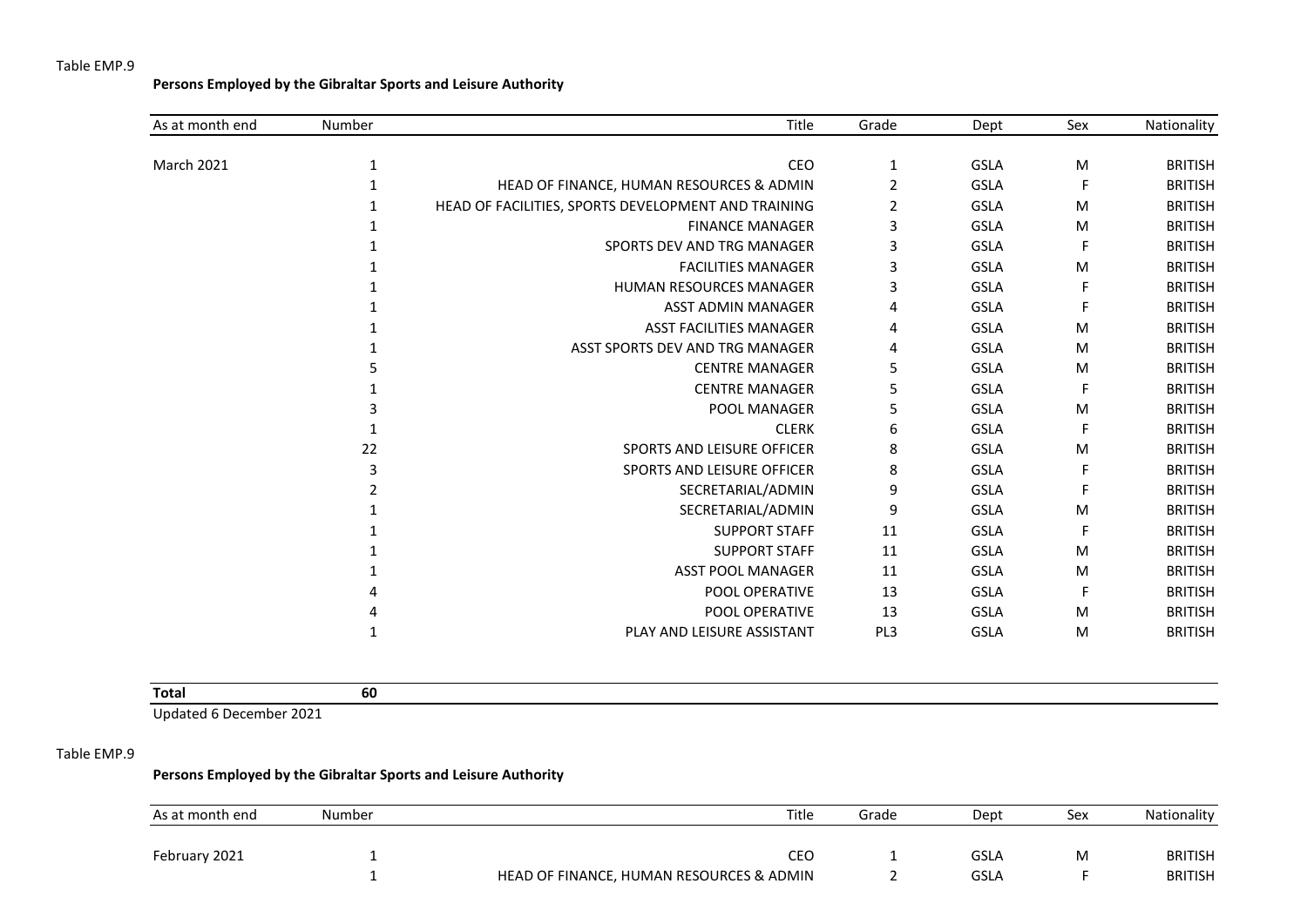Table EMP.9

**Persons Employed by the Gibraltar Sports and Leisure Authority**

| As at month end | Number | Title | Grade | Dept | Sex | Nationality |
|---|---|---|---|---|---|---|
| March 2021 | 1 | CEO | 1 | GSLA | M | BRITISH |
| | 1 | HEAD OF FINANCE, HUMAN RESOURCES & ADMIN | 2 | GSLA | F | BRITISH |
| | 1 | HEAD OF FACILITIES, SPORTS DEVELOPMENT AND TRAINING | 2 | GSLA | M | BRITISH |
| | 1 | FINANCE MANAGER | 3 | GSLA | M | BRITISH |
| | 1 | SPORTS DEV AND TRG MANAGER | 3 | GSLA | F | BRITISH |
| | 1 | FACILITIES MANAGER | 3 | GSLA | M | BRITISH |
| | 1 | HUMAN RESOURCES MANAGER | 3 | GSLA | F | BRITISH |
| | 1 | ASST ADMIN MANAGER | 4 | GSLA | F | BRITISH |
| | 1 | ASST FACILITIES MANAGER | 4 | GSLA | M | BRITISH |
| | 1 | ASST SPORTS DEV AND TRG MANAGER | 4 | GSLA | M | BRITISH |
| | 5 | CENTRE MANAGER | 5 | GSLA | M | BRITISH |
| | 1 | CENTRE MANAGER | 5 | GSLA | F | BRITISH |
| | 3 | POOL MANAGER | 5 | GSLA | M | BRITISH |
| | 1 | CLERK | 6 | GSLA | F | BRITISH |
| | 22 | SPORTS AND LEISURE OFFICER | 8 | GSLA | M | BRITISH |
| | 3 | SPORTS AND LEISURE OFFICER | 8 | GSLA | F | BRITISH |
| | 2 | SECRETARIAL/ADMIN | 9 | GSLA | F | BRITISH |
| | 1 | SECRETARIAL/ADMIN | 9 | GSLA | M | BRITISH |
| | 1 | SUPPORT STAFF | 11 | GSLA | F | BRITISH |
| | 1 | SUPPORT STAFF | 11 | GSLA | M | BRITISH |
| | 1 | ASST POOL MANAGER | 11 | GSLA | M | BRITISH |
| | 4 | POOL OPERATIVE | 13 | GSLA | F | BRITISH |
| | 4 | POOL OPERATIVE | 13 | GSLA | M | BRITISH |
| | 1 | PLAY AND LEISURE ASSISTANT | PL3 | GSLA | M | BRITISH |
| **Total** | **60** | | | | | |

Updated 6 December 2021

Table EMP.9

**Persons Employed by the Gibraltar Sports and Leisure Authority**

| As at month end | Number | Title | Grade | Dept | Sex | Nationality |
|---|---|---|---|---|---|---|
| February 2021 | 1 | CEO | 1 | GSLA | M | BRITISH |
| | 1 | HEAD OF FINANCE, HUMAN RESOURCES & ADMIN | 2 | GSLA | F | BRITISH |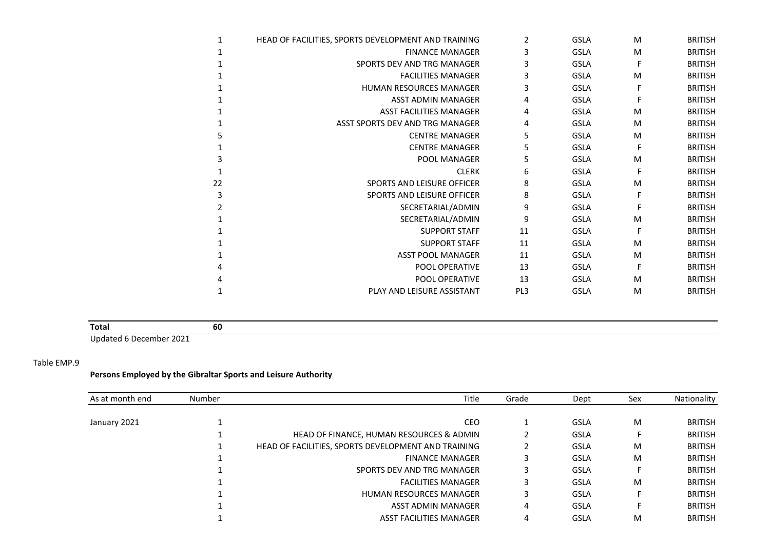| | Number | Title | Grade | Dept | Sex | Nationality |
|---|---|---|---|---|---|---|
| | 1 | HEAD OF FACILITIES, SPORTS DEVELOPMENT AND TRAINING | 2 | GSLA | M | BRITISH |
| | 1 | FINANCE MANAGER | 3 | GSLA | M | BRITISH |
| | 1 | SPORTS DEV AND TRG MANAGER | 3 | GSLA | F | BRITISH |
| | 1 | FACILITIES MANAGER | 3 | GSLA | M | BRITISH |
| | 1 | HUMAN RESOURCES MANAGER | 3 | GSLA | F | BRITISH |
| | 1 | ASST ADMIN MANAGER | 4 | GSLA | F | BRITISH |
| | 1 | ASST FACILITIES MANAGER | 4 | GSLA | M | BRITISH |
| | 1 | ASST SPORTS DEV AND TRG MANAGER | 4 | GSLA | M | BRITISH |
| | 5 | CENTRE MANAGER | 5 | GSLA | M | BRITISH |
| | 1 | CENTRE MANAGER | 5 | GSLA | F | BRITISH |
| | 3 | POOL MANAGER | 5 | GSLA | M | BRITISH |
| | 1 | CLERK | 6 | GSLA | F | BRITISH |
| | 22 | SPORTS AND LEISURE OFFICER | 8 | GSLA | M | BRITISH |
| | 3 | SPORTS AND LEISURE OFFICER | 8 | GSLA | F | BRITISH |
| | 2 | SECRETARIAL/ADMIN | 9 | GSLA | F | BRITISH |
| | 1 | SECRETARIAL/ADMIN | 9 | GSLA | M | BRITISH |
| | 1 | SUPPORT STAFF | 11 | GSLA | F | BRITISH |
| | 1 | SUPPORT STAFF | 11 | GSLA | M | BRITISH |
| | 1 | ASST POOL MANAGER | 11 | GSLA | M | BRITISH |
| | 4 | POOL OPERATIVE | 13 | GSLA | F | BRITISH |
| | 4 | POOL OPERATIVE | 13 | GSLA | M | BRITISH |
| | 1 | PLAY AND LEISURE ASSISTANT | PL3 | GSLA | M | BRITISH |
| **Total** | **60** | | | | | |

Updated 6 December 2021

Table EMP.9

**Persons Employed by the Gibraltar Sports and Leisure Authority**

| As at month end | Number | Title | Grade | Dept | Sex | Nationality |
|---|---|---|---|---|---|---|
| January 2021 | 1 | CEO | 1 | GSLA | M | BRITISH |
| | 1 | HEAD OF FINANCE, HUMAN RESOURCES & ADMIN | 2 | GSLA | F | BRITISH |
| | 1 | HEAD OF FACILITIES, SPORTS DEVELOPMENT AND TRAINING | 2 | GSLA | M | BRITISH |
| | 1 | FINANCE MANAGER | 3 | GSLA | M | BRITISH |
| | 1 | SPORTS DEV AND TRG MANAGER | 3 | GSLA | F | BRITISH |
| | 1 | FACILITIES MANAGER | 3 | GSLA | M | BRITISH |
| | 1 | HUMAN RESOURCES MANAGER | 3 | GSLA | F | BRITISH |
| | 1 | ASST ADMIN MANAGER | 4 | GSLA | F | BRITISH |
| | 1 | ASST FACILITIES MANAGER | 4 | GSLA | M | BRITISH |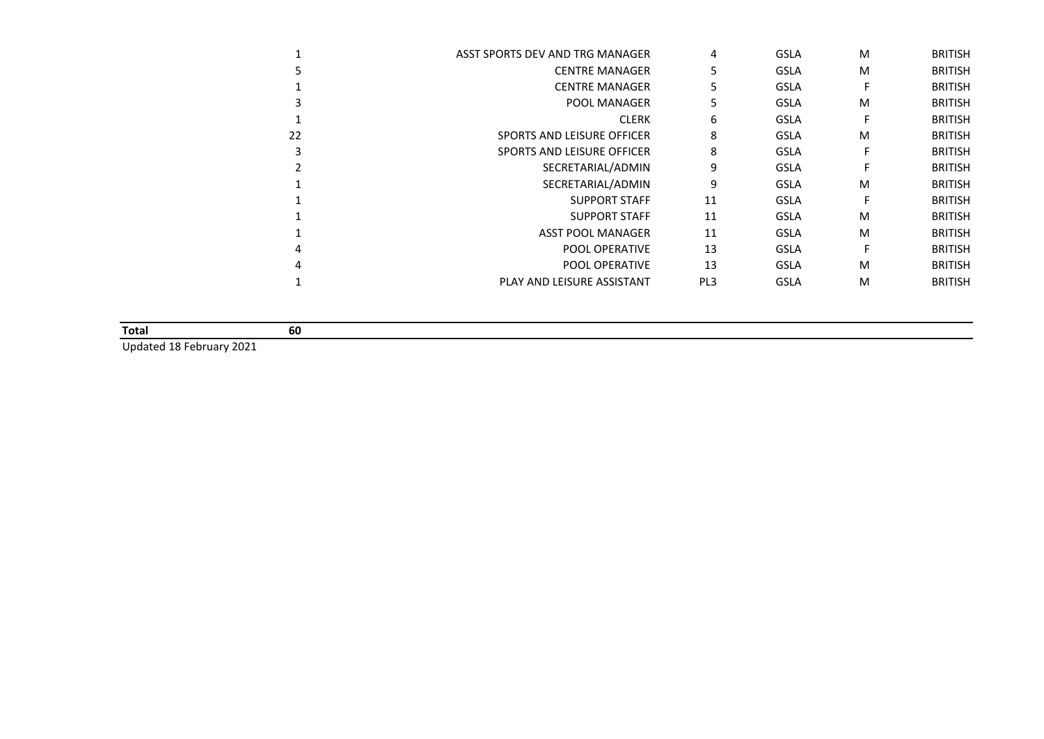| | | | | | |
|---|---|---|---|---|---|
| 1 | ASST SPORTS DEV AND TRG MANAGER | 4 | GSLA | M | BRITISH |
| 5 | CENTRE MANAGER | 5 | GSLA | M | BRITISH |
| 1 | CENTRE MANAGER | 5 | GSLA | F | BRITISH |
| 3 | POOL MANAGER | 5 | GSLA | M | BRITISH |
| 1 | CLERK | 6 | GSLA | F | BRITISH |
| 22 | SPORTS AND LEISURE OFFICER | 8 | GSLA | M | BRITISH |
| 3 | SPORTS AND LEISURE OFFICER | 8 | GSLA | F | BRITISH |
| 2 | SECRETARIAL/ADMIN | 9 | GSLA | F | BRITISH |
| 1 | SECRETARIAL/ADMIN | 9 | GSLA | M | BRITISH |
| 1 | SUPPORT STAFF | 11 | GSLA | F | BRITISH |
| 1 | SUPPORT STAFF | 11 | GSLA | M | BRITISH |
| 1 | ASST POOL MANAGER | 11 | GSLA | M | BRITISH |
| 4 | POOL OPERATIVE | 13 | GSLA | F | BRITISH |
| 4 | POOL OPERATIVE | 13 | GSLA | M | BRITISH |
| 1 | PLAY AND LEISURE ASSISTANT | PL3 | GSLA | M | BRITISH |

| | |
|---|---|
| **Total** | **60** |

Updated 18 February 2021